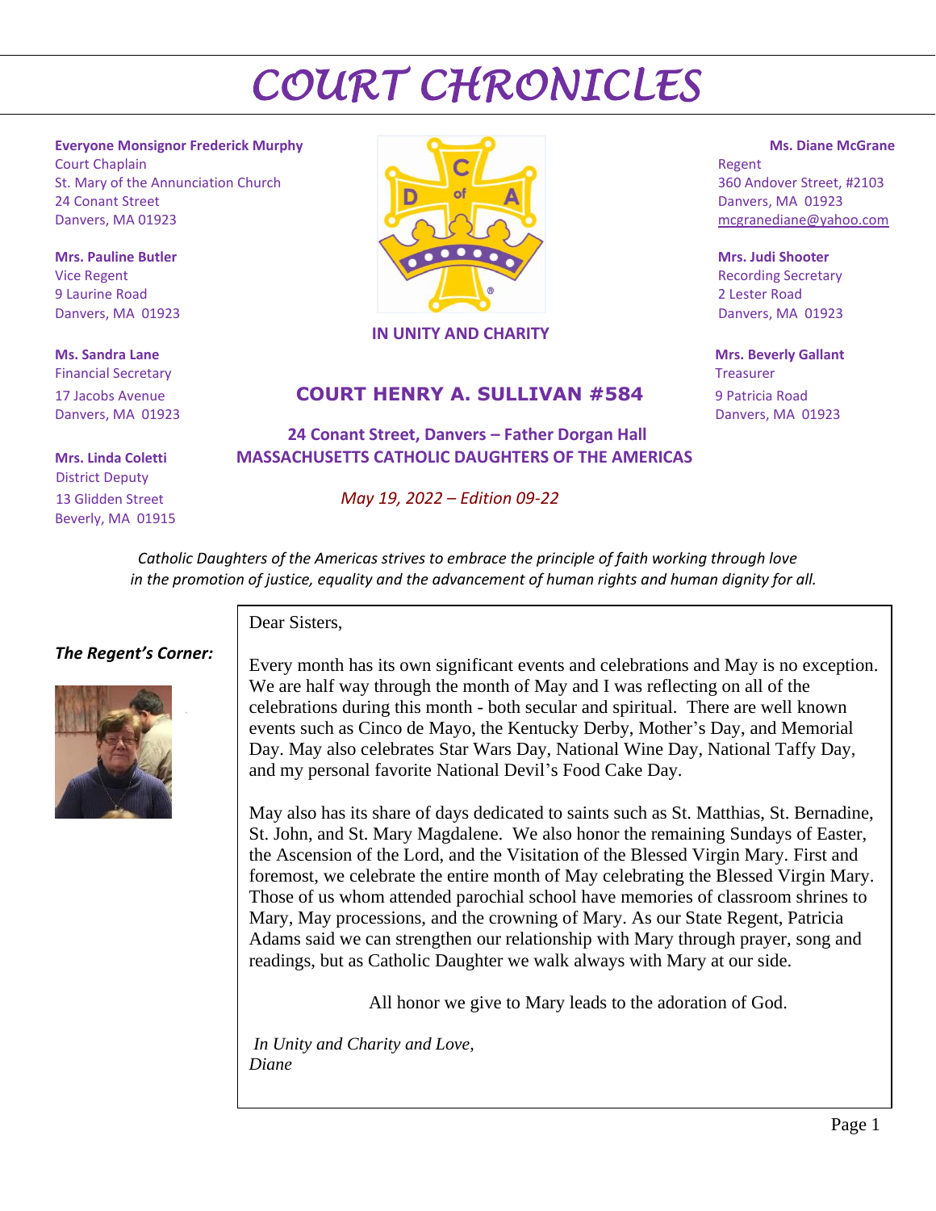# COURT CHRONICLES

**Everyone Monsignor Frederick Murphy**
Court Chaplain
St. Mary of the Annunciation Church
24 Conant Street
Danvers, MA 01923

**Mrs. Pauline Butler**
Vice Regent
9 Laurine Road
Danvers, MA 01923

**Ms. Sandra Lane**
Financial Secretary
17 Jacobs Avenue
Danvers, MA 01923

**Mrs. Linda Coletti**
District Deputy
13 Glidden Street
Beverly, MA 01915

**IN UNITY AND CHARITY**

## COURT HENRY A. SULLIVAN #584

**24 Conant Street, Danvers – Father Dorgan Hall**
**MASSACHUSETTS CATHOLIC DAUGHTERS OF THE AMERICAS**

*May 19, 2022 – Edition 09-22*

**Ms. Diane McGrane**
Regent
360 Andover Street, #2103
Danvers, MA 01923
mcgranediane@yahoo.com

**Mrs. Judi Shooter**
Recording Secretary
2 Lester Road
Danvers, MA 01923

**Mrs. Beverly Gallant**
Treasurer
9 Patricia Road
Danvers, MA 01923

*Catholic Daughters of the Americas strives to embrace the principle of faith working through love in the promotion of justice, equality and the advancement of human rights and human dignity for all.*

### *The Regent's Corner:*

Dear Sisters,

Every month has its own significant events and celebrations and May is no exception. We are half way through the month of May and I was reflecting on all of the celebrations during this month - both secular and spiritual. There are well known events such as Cinco de Mayo, the Kentucky Derby, Mother's Day, and Memorial Day. May also celebrates Star Wars Day, National Wine Day, National Taffy Day, and my personal favorite National Devil's Food Cake Day.

May also has its share of days dedicated to saints such as St. Matthias, St. Bernadine, St. John, and St. Mary Magdalene. We also honor the remaining Sundays of Easter, the Ascension of the Lord, and the Visitation of the Blessed Virgin Mary. First and foremost, we celebrate the entire month of May celebrating the Blessed Virgin Mary. Those of us whom attended parochial school have memories of classroom shrines to Mary, May processions, and the crowning of Mary. As our State Regent, Patricia Adams said we can strengthen our relationship with Mary through prayer, song and readings, but as Catholic Daughter we walk always with Mary at our side.

All honor we give to Mary leads to the adoration of God.

*In Unity and Charity and Love,*
*Diane*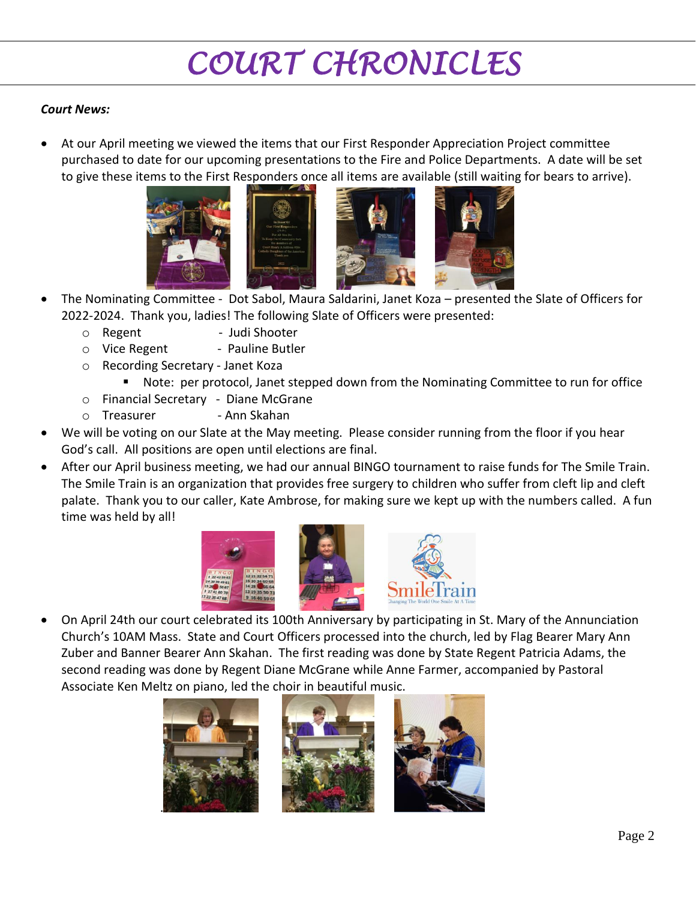# COURT CHRONICLES

***Court News:***

- At our April meeting we viewed the items that our First Responder Appreciation Project committee purchased to date for our upcoming presentations to the Fire and Police Departments. A date will be set to give these items to the First Responders once all items are available (still waiting for bears to arrive).
- The Nominating Committee - Dot Sabol, Maura Saldarini, Janet Koza – presented the Slate of Officers for 2022-2024. Thank you, ladies! The following Slate of Officers were presented:
  - Regent - Judi Shooter
  - Vice Regent - Pauline Butler
  - Recording Secretary - Janet Koza
    - Note: per protocol, Janet stepped down from the Nominating Committee to run for office
  - Financial Secretary - Diane McGrane
  - Treasurer - Ann Skahan
- We will be voting on our Slate at the May meeting. Please consider running from the floor if you hear God's call. All positions are open until elections are final.
- After our April business meeting, we had our annual BINGO tournament to raise funds for The Smile Train. The Smile Train is an organization that provides free surgery to children who suffer from cleft lip and cleft palate. Thank you to our caller, Kate Ambrose, for making sure we kept up with the numbers called. A fun time was held by all!
- On April 24th our court celebrated its 100th Anniversary by participating in St. Mary of the Annunciation Church's 10AM Mass. State and Court Officers processed into the church, led by Flag Bearer Mary Ann Zuber and Banner Bearer Ann Skahan. The first reading was done by State Regent Patricia Adams, the second reading was done by Regent Diane McGrane while Anne Farmer, accompanied by Pastoral Associate Ken Meltz on piano, led the choir in beautiful music.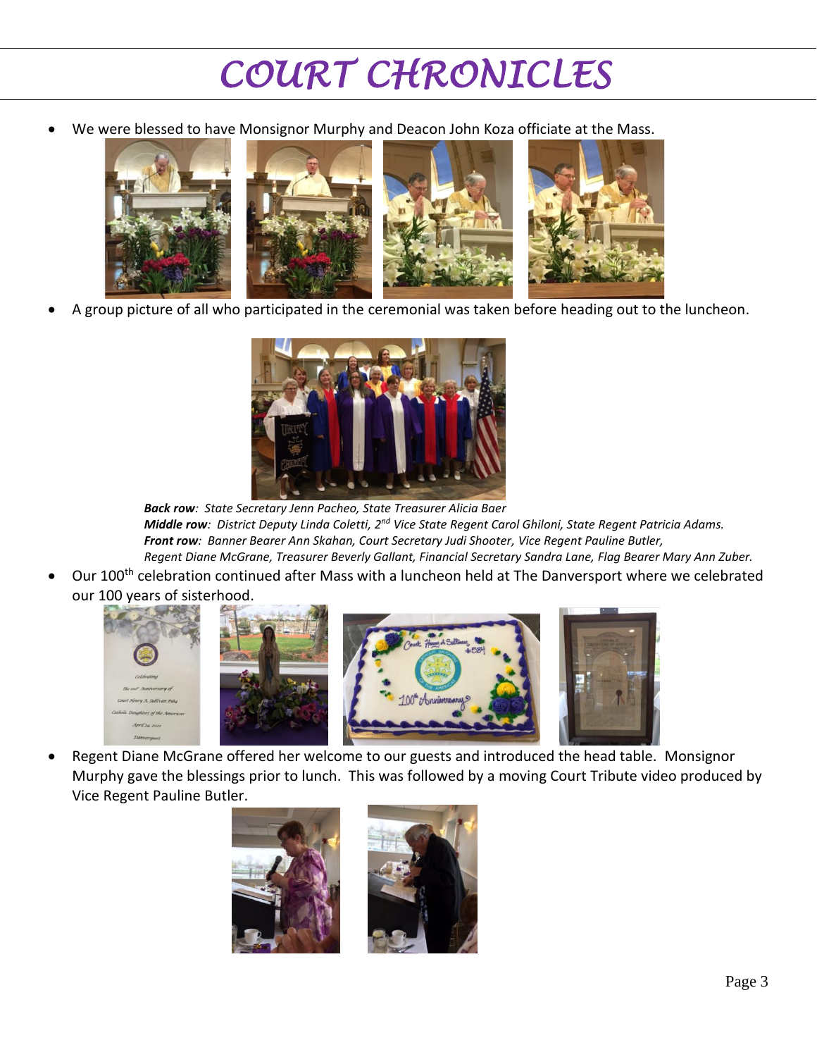# COURT CHRONICLES

- We were blessed to have Monsignor Murphy and Deacon John Koza officiate at the Mass.

- A group picture of all who participated in the ceremonial was taken before heading out to the luncheon.

*__Back row__: State Secretary Jenn Pacheo, State Treasurer Alicia Baer*
*__Middle row__: District Deputy Linda Coletti, 2nd Vice State Regent Carol Ghiloni, State Regent Patricia Adams.*
*__Front row__: Banner Bearer Ann Skahan, Court Secretary Judi Shooter, Vice Regent Pauline Butler,*
*Regent Diane McGrane, Treasurer Beverly Gallant, Financial Secretary Sandra Lane, Flag Bearer Mary Ann Zuber.*

- Our 100th celebration continued after Mass with a luncheon held at The Danversport where we celebrated our 100 years of sisterhood.

- Regent Diane McGrane offered her welcome to our guests and introduced the head table. Monsignor Murphy gave the blessings prior to lunch. This was followed by a moving Court Tribute video produced by Vice Regent Pauline Butler.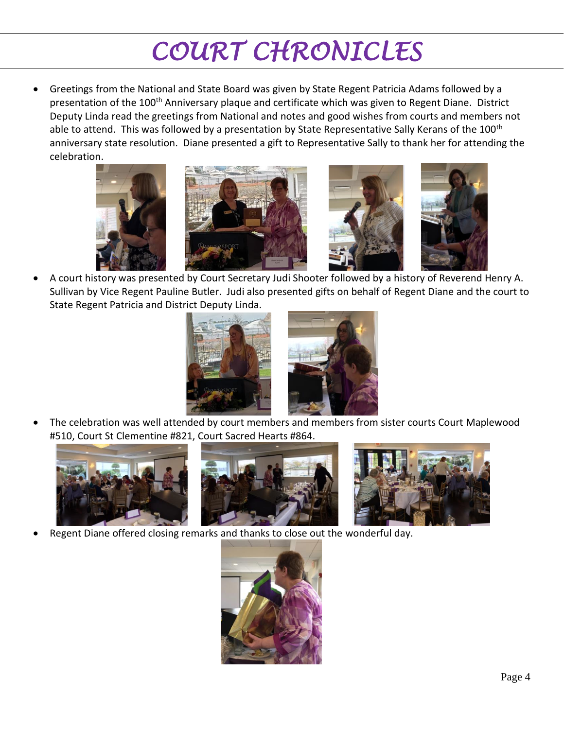# COURT CHRONICLES

- Greetings from the National and State Board was given by State Regent Patricia Adams followed by a presentation of the 100th Anniversary plaque and certificate which was given to Regent Diane. District Deputy Linda read the greetings from National and notes and good wishes from courts and members not able to attend. This was followed by a presentation by State Representative Sally Kerans of the 100th anniversary state resolution. Diane presented a gift to Representative Sally to thank her for attending the celebration.
- A court history was presented by Court Secretary Judi Shooter followed by a history of Reverend Henry A. Sullivan by Vice Regent Pauline Butler. Judi also presented gifts on behalf of Regent Diane and the court to State Regent Patricia and District Deputy Linda.
- The celebration was well attended by court members and members from sister courts Court Maplewood #510, Court St Clementine #821, Court Sacred Hearts #864.
- Regent Diane offered closing remarks and thanks to close out the wonderful day.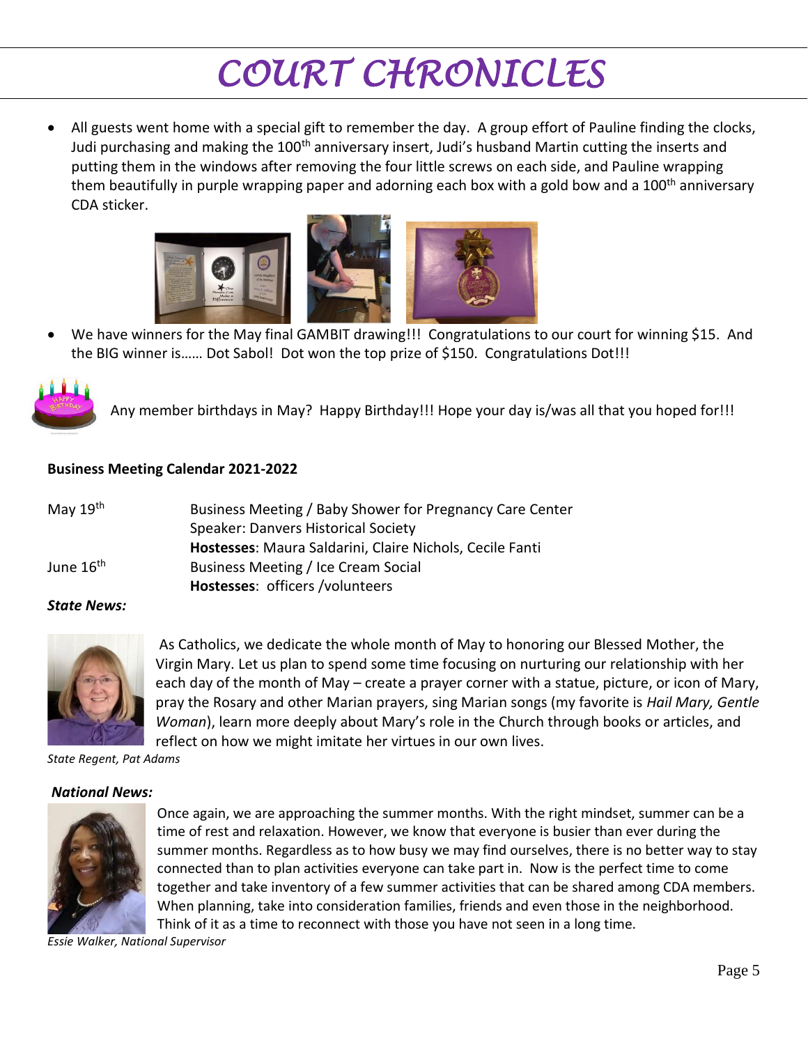# COURT CHRONICLES

- All guests went home with a special gift to remember the day. A group effort of Pauline finding the clocks, Judi purchasing and making the 100th anniversary insert, Judi's husband Martin cutting the inserts and putting them in the windows after removing the four little screws on each side, and Pauline wrapping them beautifully in purple wrapping paper and adorning each box with a gold bow and a 100th anniversary CDA sticker.

- We have winners for the May final GAMBIT drawing!!! Congratulations to our court for winning $15. And the BIG winner is…… Dot Sabol! Dot won the top prize of $150. Congratulations Dot!!!

Any member birthdays in May? Happy Birthday!!! Hope your day is/was all that you hoped for!!!

**Business Meeting Calendar 2021-2022**

| | |
|---|---|
| May 19th | Business Meeting / Baby Shower for Pregnancy Care Center<br>Speaker: Danvers Historical Society<br>**Hostesses**: Maura Saldarini, Claire Nichols, Cecile Fanti |
| June 16th | Business Meeting / Ice Cream Social<br>**Hostesses**: officers /volunteers |

***State News:***

As Catholics, we dedicate the whole month of May to honoring our Blessed Mother, the Virgin Mary. Let us plan to spend some time focusing on nurturing our relationship with her each day of the month of May – create a prayer corner with a statue, picture, or icon of Mary, pray the Rosary and other Marian prayers, sing Marian songs (my favorite is *Hail Mary, Gentle Woman*), learn more deeply about Mary's role in the Church through books or articles, and reflect on how we might imitate her virtues in our own lives.

*State Regent, Pat Adams*

***National News:***

Once again, we are approaching the summer months. With the right mindset, summer can be a time of rest and relaxation. However, we know that everyone is busier than ever during the summer months. Regardless as to how busy we may find ourselves, there is no better way to stay connected than to plan activities everyone can take part in. Now is the perfect time to come together and take inventory of a few summer activities that can be shared among CDA members. When planning, take into consideration families, friends and even those in the neighborhood. Think of it as a time to reconnect with those you have not seen in a long time.

*Essie Walker, National Supervisor*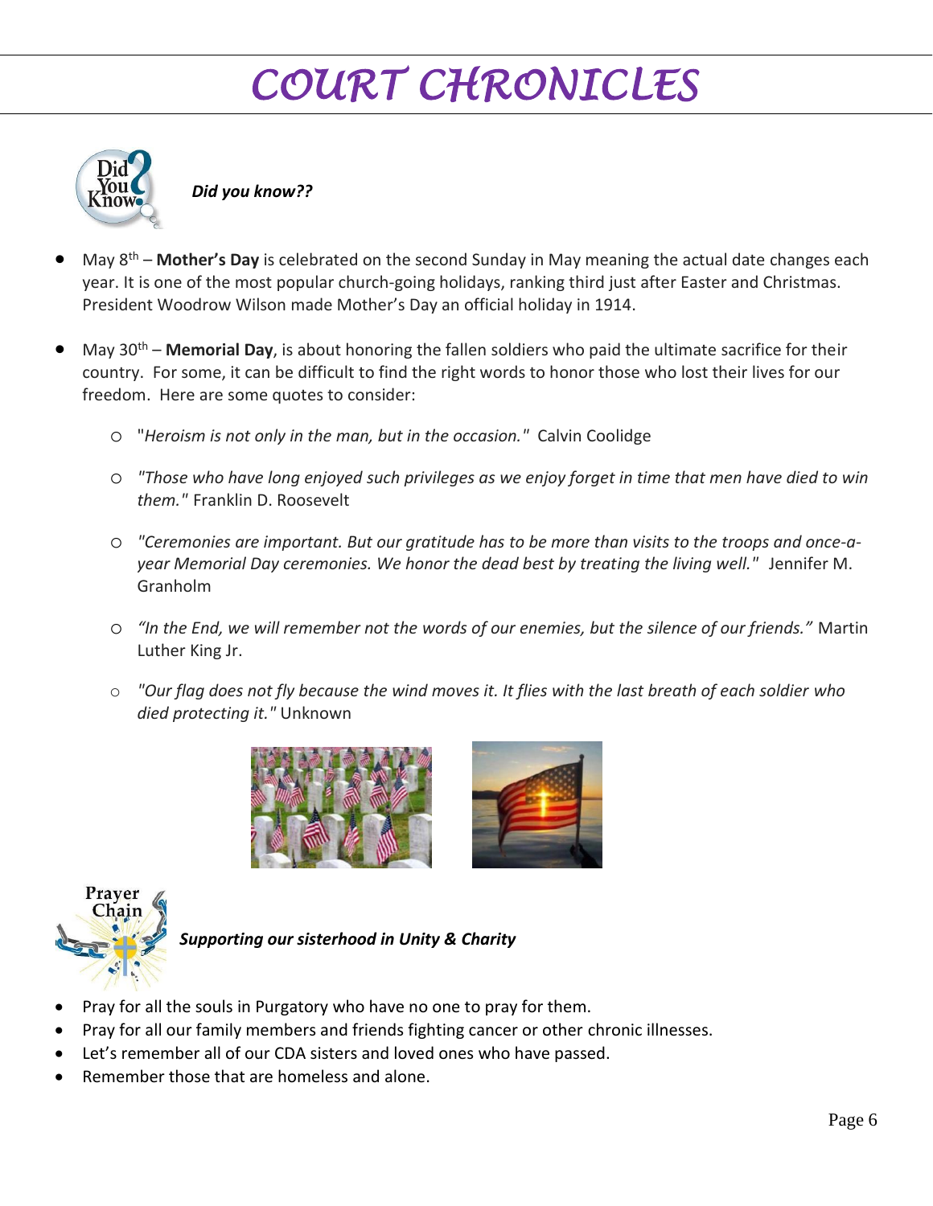# COURT CHRONICLES

***Did you know??***

- May 8th – **Mother's Day** is celebrated on the second Sunday in May meaning the actual date changes each year. It is one of the most popular church-going holidays, ranking third just after Easter and Christmas. President Woodrow Wilson made Mother's Day an official holiday in 1914.

- May 30th – **Memorial Day**, is about honoring the fallen soldiers who paid the ultimate sacrifice for their country. For some, it can be difficult to find the right words to honor those who lost their lives for our freedom. Here are some quotes to consider:
  - "*Heroism is not only in the man, but in the occasion.*" Calvin Coolidge
  - *"Those who have long enjoyed such privileges as we enjoy forget in time that men have died to win them."* Franklin D. Roosevelt
  - *"Ceremonies are important. But our gratitude has to be more than visits to the troops and once-a-year Memorial Day ceremonies. We honor the dead best by treating the living well."* Jennifer M. Granholm
  - *"In the End, we will remember not the words of our enemies, but the silence of our friends."* Martin Luther King Jr.
  - *"Our flag does not fly because the wind moves it. It flies with the last breath of each soldier who died protecting it."* Unknown

***Supporting our sisterhood in Unity & Charity***

- Pray for all the souls in Purgatory who have no one to pray for them.
- Pray for all our family members and friends fighting cancer or other chronic illnesses.
- Let's remember all of our CDA sisters and loved ones who have passed.
- Remember those that are homeless and alone.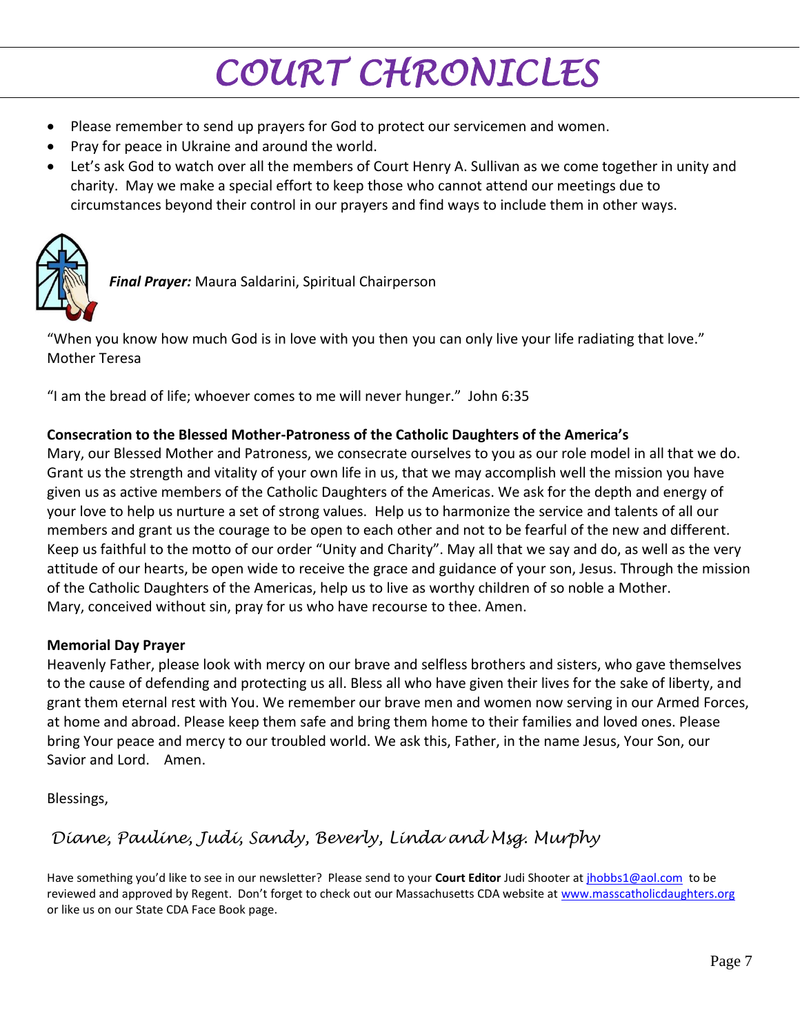// COURT CHRONICLES

- Please remember to send up prayers for God to protect our servicemen and women.
- Pray for peace in Ukraine and around the world.
- Let's ask God to watch over all the members of Court Henry A. Sullivan as we come together in unity and charity. May we make a special effort to keep those who cannot attend our meetings due to circumstances beyond their control in our prayers and find ways to include them in other ways.

***Final Prayer:*** Maura Saldarini, Spiritual Chairperson

"When you know how much God is in love with you then you can only live your life radiating that love." Mother Teresa

"I am the bread of life; whoever comes to me will never hunger." John 6:35

**Consecration to the Blessed Mother-Patroness of the Catholic Daughters of the America's**

Mary, our Blessed Mother and Patroness, we consecrate ourselves to you as our role model in all that we do. Grant us the strength and vitality of your own life in us, that we may accomplish well the mission you have given us as active members of the Catholic Daughters of the Americas. We ask for the depth and energy of your love to help us nurture a set of strong values. Help us to harmonize the service and talents of all our members and grant us the courage to be open to each other and not to be fearful of the new and different. Keep us faithful to the motto of our order "Unity and Charity". May all that we say and do, as well as the very attitude of our hearts, be open wide to receive the grace and guidance of your son, Jesus. Through the mission of the Catholic Daughters of the Americas, help us to live as worthy children of so noble a Mother. Mary, conceived without sin, pray for us who have recourse to thee. Amen.

**Memorial Day Prayer**

Heavenly Father, please look with mercy on our brave and selfless brothers and sisters, who gave themselves to the cause of defending and protecting us all. Bless all who have given their lives for the sake of liberty, and grant them eternal rest with You. We remember our brave men and women now serving in our Armed Forces, at home and abroad. Please keep them safe and bring them home to their families and loved ones. Please bring Your peace and mercy to our troubled world. We ask this, Father, in the name Jesus, Your Son, our Savior and Lord. Amen.

Blessings,

*Diane, Pauline, Judi, Sandy, Beverly, Linda and Msg. Murphy*

Have something you'd like to see in our newsletter? Please send to your **Court Editor** Judi Shooter at jhobbs1@aol.com to be reviewed and approved by Regent. Don't forget to check out our Massachusetts CDA website at www.masscatholicdaughters.org or like us on our State CDA Face Book page.